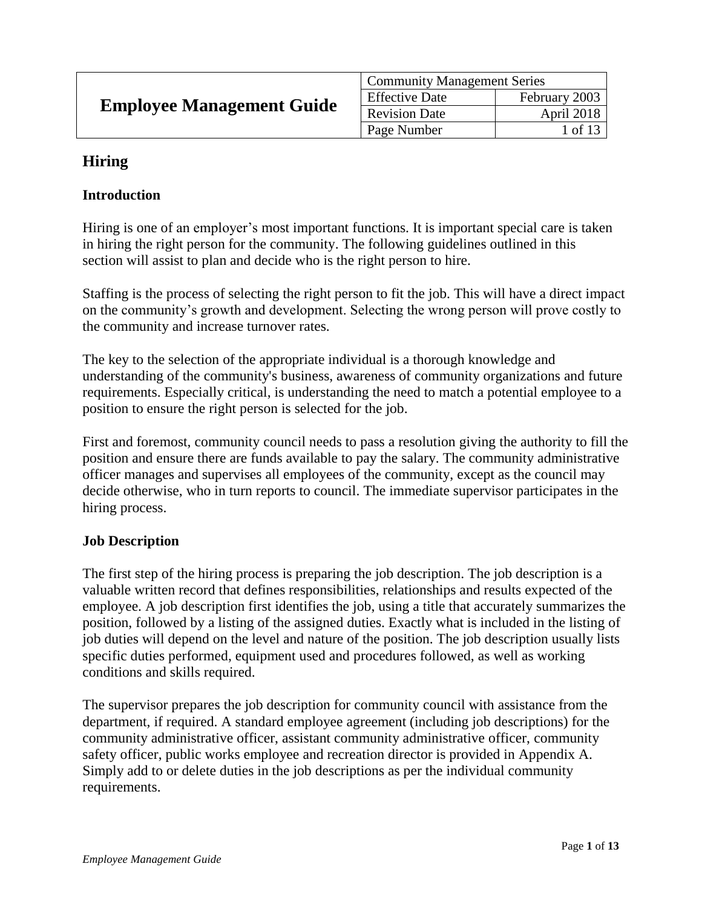# Employee Management Guide

| Community Management Series | |
| --- | --- |
| Effective Date | February 2003 |
| Revision Date | April 2018 |

## Hiring

### Introduction

Hiring is one of an employer's most important functions. It is important special care is taken in hiring the right person for the community. The following guidelines outlined in this section will assist to plan and decide who is the right person to hire.

Staffing is the process of selecting the right person to fit the job. This will have a direct impact on the community's growth and development. Selecting the wrong person will prove costly to the community and increase turnover rates.

The key to the selection of the appropriate individual is a thorough knowledge and understanding of the community's business, awareness of community organizations and future requirements. Especially critical, is understanding the need to match a potential employee to a position to ensure the right person is selected for the job.

First and foremost, community council needs to pass a resolution giving the authority to fill the position and ensure there are funds available to pay the salary. The community administrative officer manages and supervises all employees of the community, except as the council may decide otherwise, who in turn reports to council. The immediate supervisor participates in the hiring process.

### Job Description

The first step of the hiring process is preparing the job description. The job description is a valuable written record that defines responsibilities, relationships and results expected of the employee. A job description first identifies the job, using a title that accurately summarizes the position, followed by a listing of the assigned duties. Exactly what is included in the listing of job duties will depend on the level and nature of the position. The job description usually lists specific duties performed, equipment used and procedures followed, as well as working conditions and skills required.

The supervisor prepares the job description for community council with assistance from the department, if required. A standard employee agreement (including job descriptions) for the community administrative officer, assistant community administrative officer, community safety officer, public works employee and recreation director is provided in Appendix A. Simply add to or delete duties in the job descriptions as per the individual community requirements.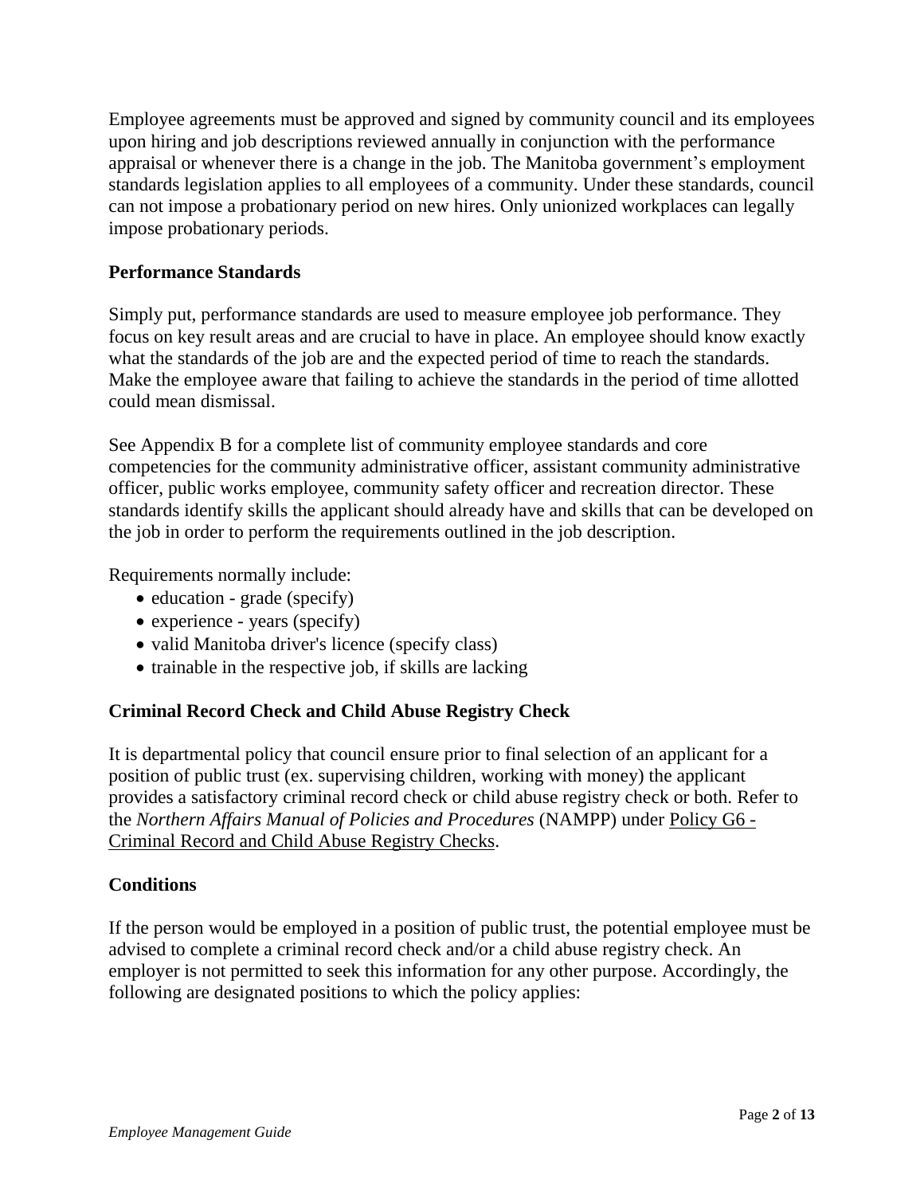Employee agreements must be approved and signed by community council and its employees upon hiring and job descriptions reviewed annually in conjunction with the performance appraisal or whenever there is a change in the job. The Manitoba government's employment standards legislation applies to all employees of a community. Under these standards, council can not impose a probationary period on new hires. Only unionized workplaces can legally impose probationary periods.

## Performance Standards

Simply put, performance standards are used to measure employee job performance. They focus on key result areas and are crucial to have in place. An employee should know exactly what the standards of the job are and the expected period of time to reach the standards. Make the employee aware that failing to achieve the standards in the period of time allotted could mean dismissal.

See Appendix B for a complete list of community employee standards and core competencies for the community administrative officer, assistant community administrative officer, public works employee, community safety officer and recreation director. These standards identify skills the applicant should already have and skills that can be developed on the job in order to perform the requirements outlined in the job description.

Requirements normally include:

- education - grade (specify)
- experience - years (specify)
- valid Manitoba driver's licence (specify class)
- trainable in the respective job, if skills are lacking

## Criminal Record Check and Child Abuse Registry Check

It is departmental policy that council ensure prior to final selection of an applicant for a position of public trust (ex. supervising children, working with money) the applicant provides a satisfactory criminal record check or child abuse registry check or both. Refer to the *Northern Affairs Manual of Policies and Procedures* (NAMPP) under Policy G6 - Criminal Record and Child Abuse Registry Checks.

## Conditions

If the person would be employed in a position of public trust, the potential employee must be advised to complete a criminal record check and/or a child abuse registry check. An employer is not permitted to seek this information for any other purpose. Accordingly, the following are designated positions to which the policy applies: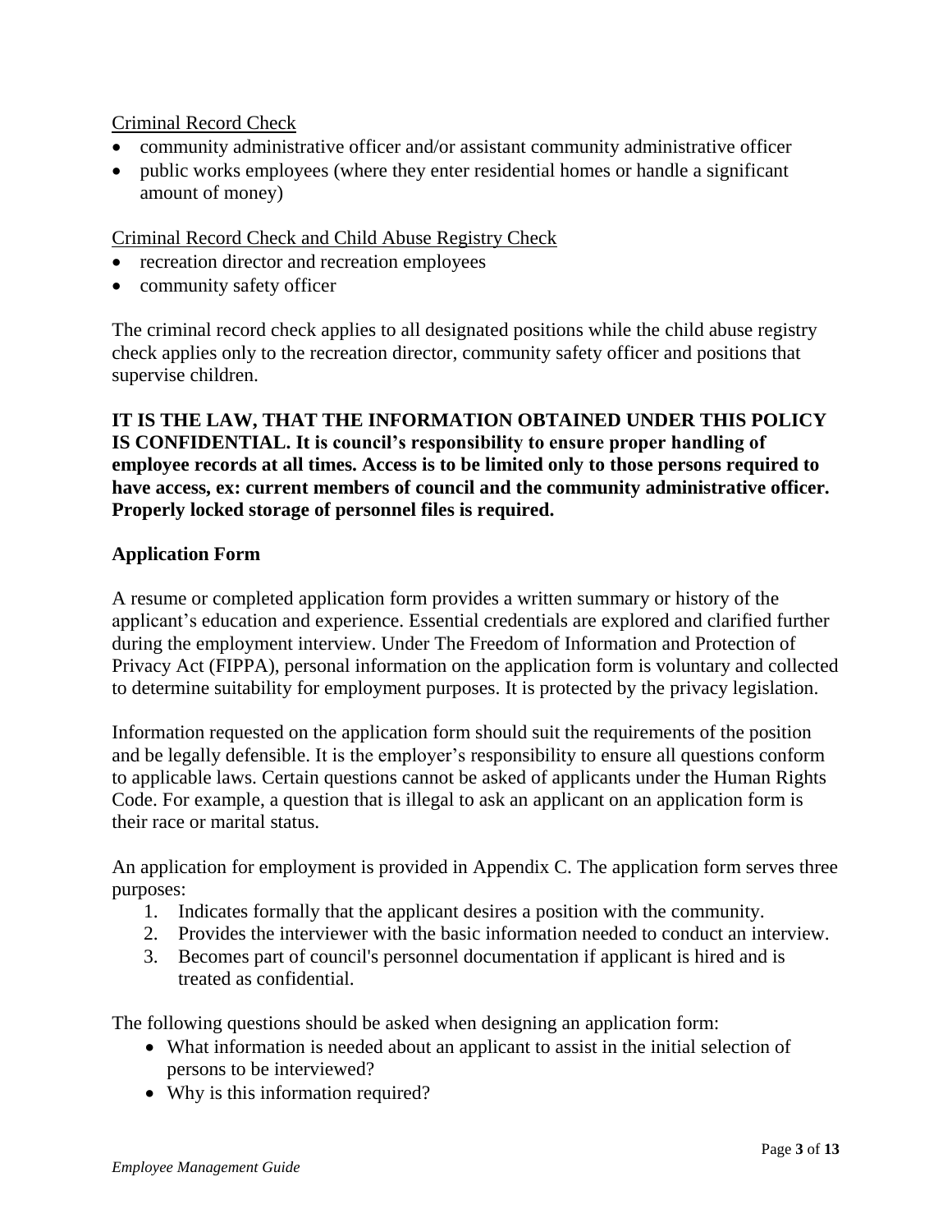Criminal Record Check

- community administrative officer and/or assistant community administrative officer
- public works employees (where they enter residential homes or handle a significant amount of money)

Criminal Record Check and Child Abuse Registry Check

- recreation director and recreation employees
- community safety officer

The criminal record check applies to all designated positions while the child abuse registry check applies only to the recreation director, community safety officer and positions that supervise children.

**IT IS THE LAW, THAT THE INFORMATION OBTAINED UNDER THIS POLICY IS CONFIDENTIAL. It is council's responsibility to ensure proper handling of employee records at all times. Access is to be limited only to those persons required to have access, ex: current members of council and the community administrative officer. Properly locked storage of personnel files is required.**

**Application Form**

A resume or completed application form provides a written summary or history of the applicant's education and experience. Essential credentials are explored and clarified further during the employment interview. Under The Freedom of Information and Protection of Privacy Act (FIPPA), personal information on the application form is voluntary and collected to determine suitability for employment purposes. It is protected by the privacy legislation.

Information requested on the application form should suit the requirements of the position and be legally defensible. It is the employer's responsibility to ensure all questions conform to applicable laws. Certain questions cannot be asked of applicants under the Human Rights Code. For example, a question that is illegal to ask an applicant on an application form is their race or marital status.

An application for employment is provided in Appendix C. The application form serves three purposes:

1. Indicates formally that the applicant desires a position with the community.
2. Provides the interviewer with the basic information needed to conduct an interview.
3. Becomes part of council's personnel documentation if applicant is hired and is treated as confidential.

The following questions should be asked when designing an application form:

- What information is needed about an applicant to assist in the initial selection of persons to be interviewed?
- Why is this information required?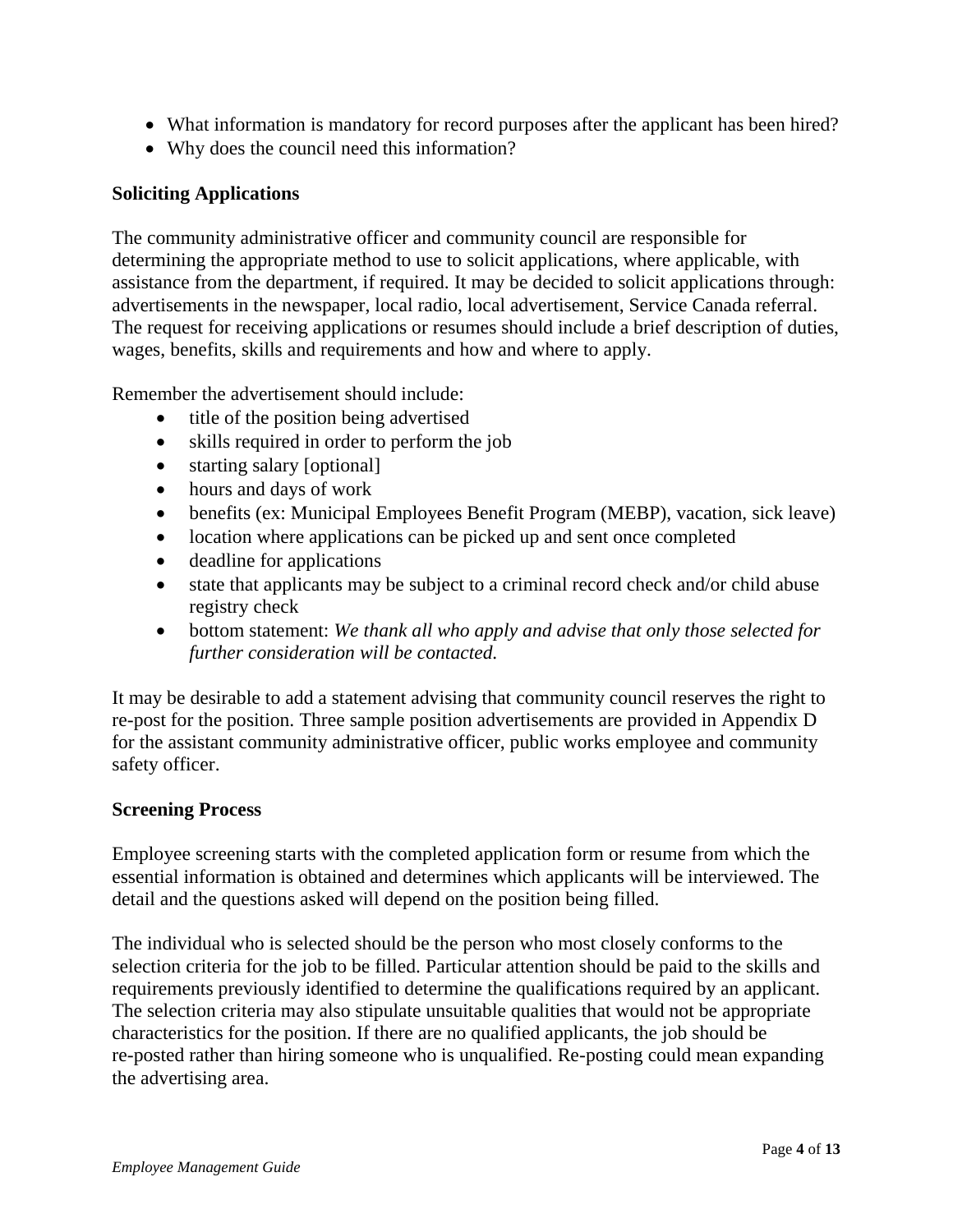- What information is mandatory for record purposes after the applicant has been hired?
- Why does the council need this information?

**Soliciting Applications**

The community administrative officer and community council are responsible for determining the appropriate method to use to solicit applications, where applicable, with assistance from the department, if required. It may be decided to solicit applications through: advertisements in the newspaper, local radio, local advertisement, Service Canada referral. The request for receiving applications or resumes should include a brief description of duties, wages, benefits, skills and requirements and how and where to apply.

Remember the advertisement should include:

- title of the position being advertised
- skills required in order to perform the job
- starting salary [optional]
- hours and days of work
- benefits (ex: Municipal Employees Benefit Program (MEBP), vacation, sick leave)
- location where applications can be picked up and sent once completed
- deadline for applications
- state that applicants may be subject to a criminal record check and/or child abuse registry check
- bottom statement: *We thank all who apply and advise that only those selected for further consideration will be contacted.*

It may be desirable to add a statement advising that community council reserves the right to re-post for the position. Three sample position advertisements are provided in Appendix D for the assistant community administrative officer, public works employee and community safety officer.

**Screening Process**

Employee screening starts with the completed application form or resume from which the essential information is obtained and determines which applicants will be interviewed. The detail and the questions asked will depend on the position being filled.

The individual who is selected should be the person who most closely conforms to the selection criteria for the job to be filled. Particular attention should be paid to the skills and requirements previously identified to determine the qualifications required by an applicant. The selection criteria may also stipulate unsuitable qualities that would not be appropriate characteristics for the position. If there are no qualified applicants, the job should be re-posted rather than hiring someone who is unqualified. Re-posting could mean expanding the advertising area.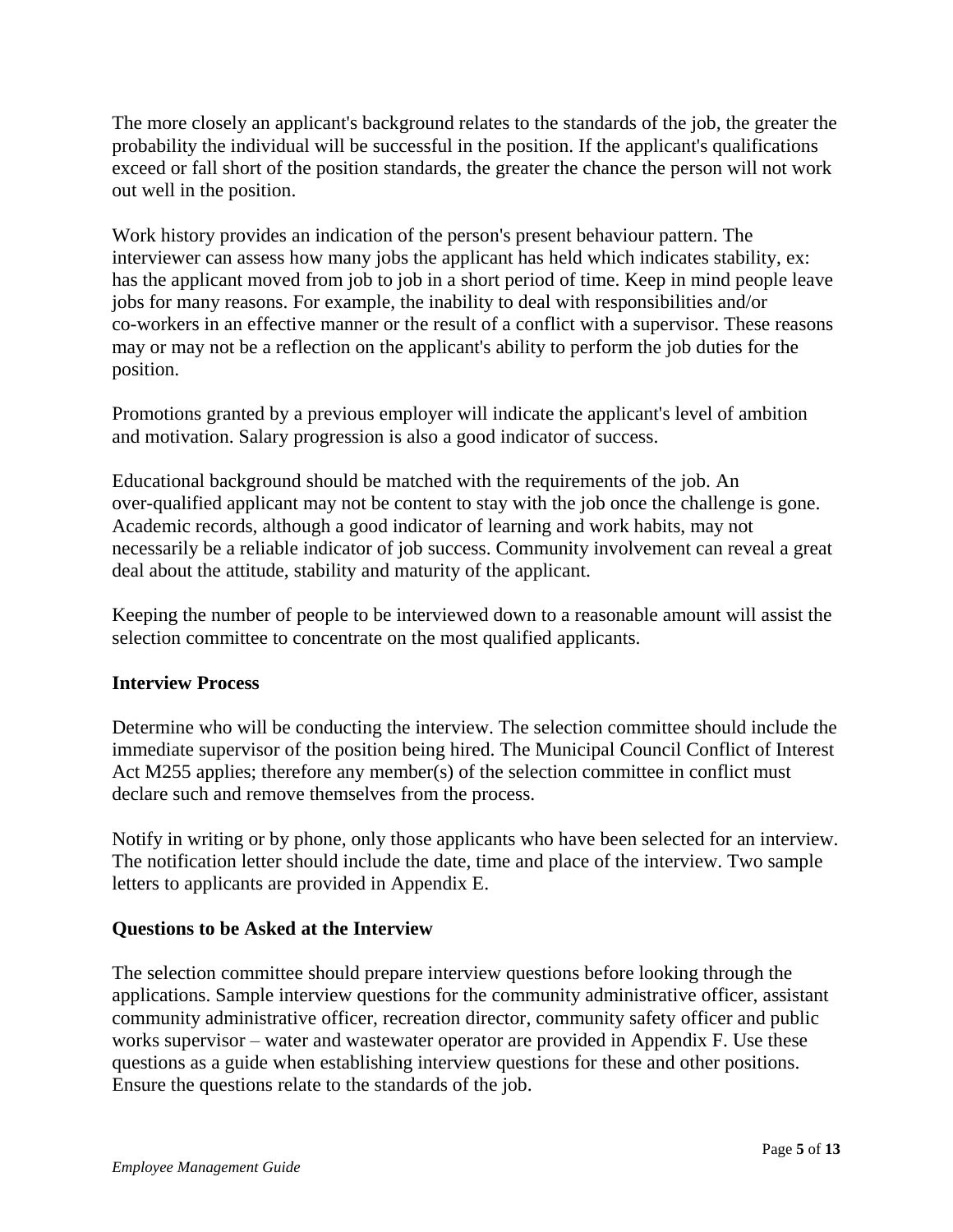The more closely an applicant's background relates to the standards of the job, the greater the probability the individual will be successful in the position. If the applicant's qualifications exceed or fall short of the position standards, the greater the chance the person will not work out well in the position.

Work history provides an indication of the person's present behaviour pattern. The interviewer can assess how many jobs the applicant has held which indicates stability, ex: has the applicant moved from job to job in a short period of time. Keep in mind people leave jobs for many reasons. For example, the inability to deal with responsibilities and/or co-workers in an effective manner or the result of a conflict with a supervisor. These reasons may or may not be a reflection on the applicant's ability to perform the job duties for the position.

Promotions granted by a previous employer will indicate the applicant's level of ambition and motivation. Salary progression is also a good indicator of success.

Educational background should be matched with the requirements of the job. An over-qualified applicant may not be content to stay with the job once the challenge is gone. Academic records, although a good indicator of learning and work habits, may not necessarily be a reliable indicator of job success. Community involvement can reveal a great deal about the attitude, stability and maturity of the applicant.

Keeping the number of people to be interviewed down to a reasonable amount will assist the selection committee to concentrate on the most qualified applicants.

**Interview Process**

Determine who will be conducting the interview. The selection committee should include the immediate supervisor of the position being hired. The Municipal Council Conflict of Interest Act M255 applies; therefore any member(s) of the selection committee in conflict must declare such and remove themselves from the process.

Notify in writing or by phone, only those applicants who have been selected for an interview. The notification letter should include the date, time and place of the interview. Two sample letters to applicants are provided in Appendix E.

**Questions to be Asked at the Interview**

The selection committee should prepare interview questions before looking through the applications. Sample interview questions for the community administrative officer, assistant community administrative officer, recreation director, community safety officer and public works supervisor – water and wastewater operator are provided in Appendix F. Use these questions as a guide when establishing interview questions for these and other positions. Ensure the questions relate to the standards of the job.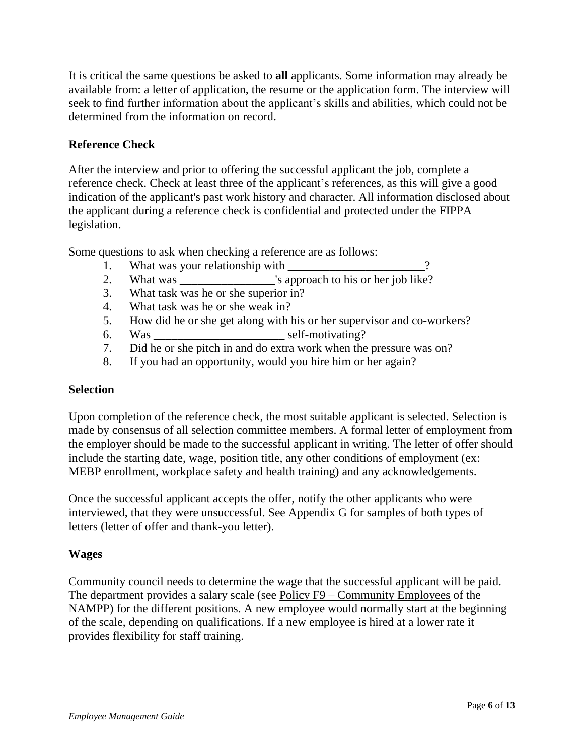It is critical the same questions be asked to **all** applicants. Some information may already be available from: a letter of application, the resume or the application form. The interview will seek to find further information about the applicant's skills and abilities, which could not be determined from the information on record.

### Reference Check

After the interview and prior to offering the successful applicant the job, complete a reference check. Check at least three of the applicant's references, as this will give a good indication of the applicant's past work history and character. All information disclosed about the applicant during a reference check is confidential and protected under the FIPPA legislation.

Some questions to ask when checking a reference are as follows:

1. What was your relationship with _______________________?
2. What was ________________'s approach to his or her job like?
3. What task was he or she superior in?
4. What task was he or she weak in?
5. How did he or she get along with his or her supervisor and co-workers?
6. Was ______________________ self-motivating?
7. Did he or she pitch in and do extra work when the pressure was on?
8. If you had an opportunity, would you hire him or her again?

### Selection

Upon completion of the reference check, the most suitable applicant is selected. Selection is made by consensus of all selection committee members. A formal letter of employment from the employer should be made to the successful applicant in writing. The letter of offer should include the starting date, wage, position title, any other conditions of employment (ex: MEBP enrollment, workplace safety and health training) and any acknowledgements.

Once the successful applicant accepts the offer, notify the other applicants who were interviewed, that they were unsuccessful. See Appendix G for samples of both types of letters (letter of offer and thank-you letter).

### Wages

Community council needs to determine the wage that the successful applicant will be paid. The department provides a salary scale (see Policy F9 – Community Employees of the NAMPP) for the different positions. A new employee would normally start at the beginning of the scale, depending on qualifications. If a new employee is hired at a lower rate it provides flexibility for staff training.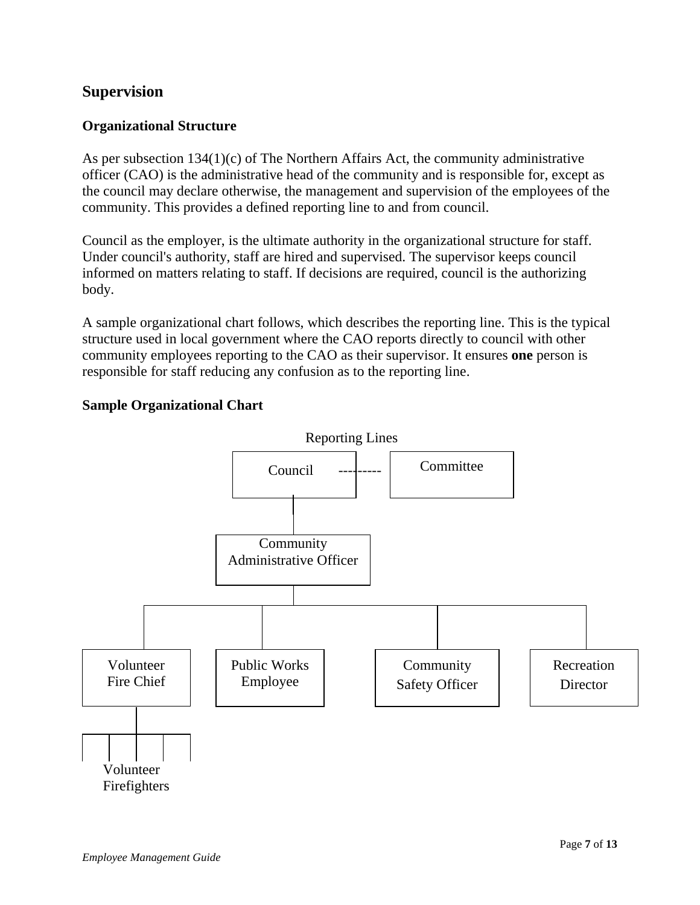## Supervision

### Organizational Structure

As per subsection 134(1)(c) of The Northern Affairs Act, the community administrative officer (CAO) is the administrative head of the community and is responsible for, except as the council may declare otherwise, the management and supervision of the employees of the community. This provides a defined reporting line to and from council.

Council as the employer, is the ultimate authority in the organizational structure for staff. Under council's authority, staff are hired and supervised. The supervisor keeps council informed on matters relating to staff. If decisions are required, council is the authorizing body.

A sample organizational chart follows, which describes the reporting line. This is the typical structure used in local government where the CAO reports directly to council with other community employees reporting to the CAO as their supervisor. It ensures **one** person is responsible for staff reducing any confusion as to the reporting line.

### Sample Organizational Chart

Reporting Lines

Council --------- Committee

Community Administrative Officer

Volunteer Fire Chief

Public Works Employee

Community Safety Officer

Recreation Director

Volunteer Firefighters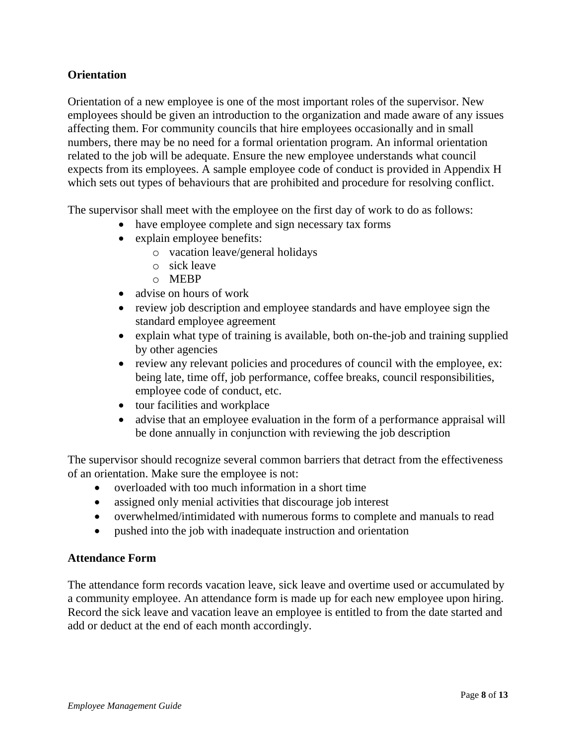## Orientation

Orientation of a new employee is one of the most important roles of the supervisor. New employees should be given an introduction to the organization and made aware of any issues affecting them. For community councils that hire employees occasionally and in small numbers, there may be no need for a formal orientation program. An informal orientation related to the job will be adequate. Ensure the new employee understands what council expects from its employees. A sample employee code of conduct is provided in Appendix H which sets out types of behaviours that are prohibited and procedure for resolving conflict.

The supervisor shall meet with the employee on the first day of work to do as follows:

- have employee complete and sign necessary tax forms
- explain employee benefits:
  - vacation leave/general holidays
  - sick leave
  - MEBP
- advise on hours of work
- review job description and employee standards and have employee sign the standard employee agreement
- explain what type of training is available, both on-the-job and training supplied by other agencies
- review any relevant policies and procedures of council with the employee, ex: being late, time off, job performance, coffee breaks, council responsibilities, employee code of conduct, etc.
- tour facilities and workplace
- advise that an employee evaluation in the form of a performance appraisal will be done annually in conjunction with reviewing the job description

The supervisor should recognize several common barriers that detract from the effectiveness of an orientation. Make sure the employee is not:

- overloaded with too much information in a short time
- assigned only menial activities that discourage job interest
- overwhelmed/intimidated with numerous forms to complete and manuals to read
- pushed into the job with inadequate instruction and orientation

## Attendance Form

The attendance form records vacation leave, sick leave and overtime used or accumulated by a community employee. An attendance form is made up for each new employee upon hiring. Record the sick leave and vacation leave an employee is entitled to from the date started and add or deduct at the end of each month accordingly.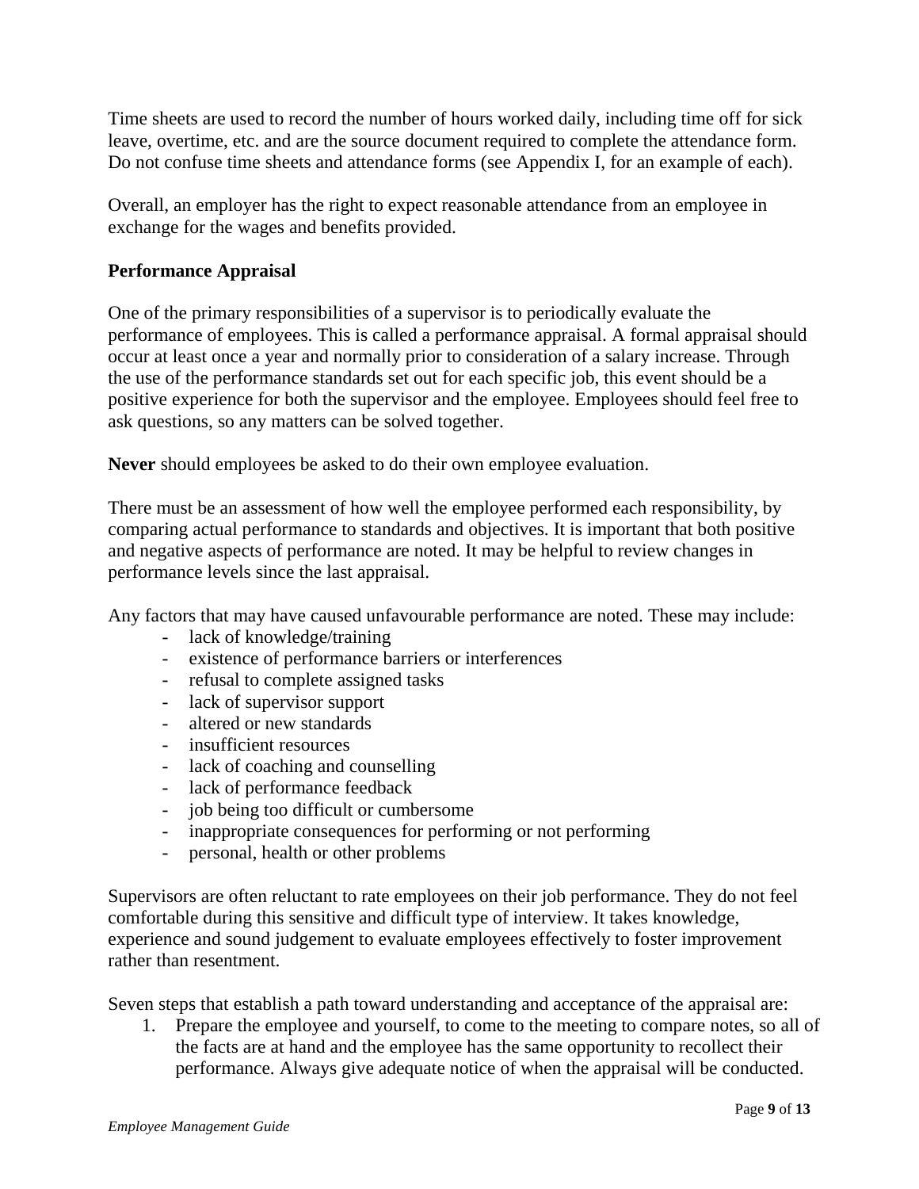Time sheets are used to record the number of hours worked daily, including time off for sick leave, overtime, etc. and are the source document required to complete the attendance form. Do not confuse time sheets and attendance forms (see Appendix I, for an example of each).

Overall, an employer has the right to expect reasonable attendance from an employee in exchange for the wages and benefits provided.

## Performance Appraisal

One of the primary responsibilities of a supervisor is to periodically evaluate the performance of employees. This is called a performance appraisal. A formal appraisal should occur at least once a year and normally prior to consideration of a salary increase. Through the use of the performance standards set out for each specific job, this event should be a positive experience for both the supervisor and the employee. Employees should feel free to ask questions, so any matters can be solved together.

**Never** should employees be asked to do their own employee evaluation.

There must be an assessment of how well the employee performed each responsibility, by comparing actual performance to standards and objectives. It is important that both positive and negative aspects of performance are noted. It may be helpful to review changes in performance levels since the last appraisal.

Any factors that may have caused unfavourable performance are noted. These may include:

- lack of knowledge/training
- existence of performance barriers or interferences
- refusal to complete assigned tasks
- lack of supervisor support
- altered or new standards
- insufficient resources
- lack of coaching and counselling
- lack of performance feedback
- job being too difficult or cumbersome
- inappropriate consequences for performing or not performing
- personal, health or other problems

Supervisors are often reluctant to rate employees on their job performance. They do not feel comfortable during this sensitive and difficult type of interview. It takes knowledge, experience and sound judgement to evaluate employees effectively to foster improvement rather than resentment.

Seven steps that establish a path toward understanding and acceptance of the appraisal are:

1. Prepare the employee and yourself, to come to the meeting to compare notes, so all of the facts are at hand and the employee has the same opportunity to recollect their performance. Always give adequate notice of when the appraisal will be conducted.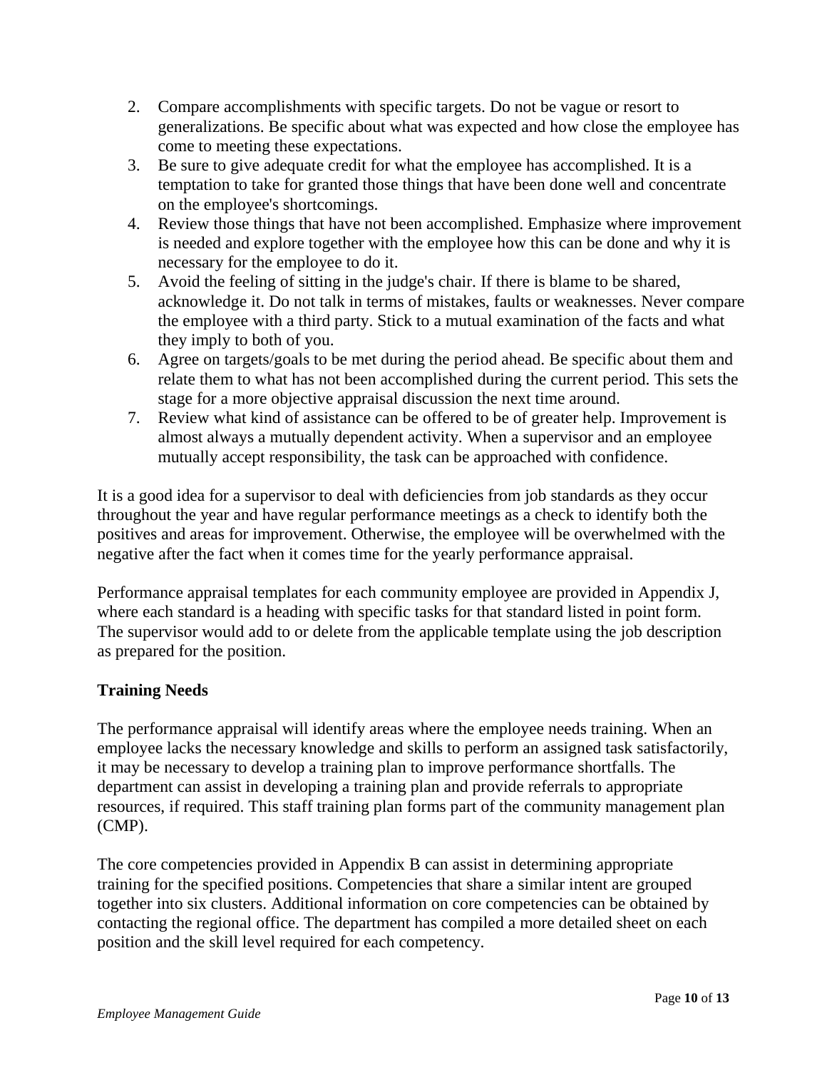2. Compare accomplishments with specific targets. Do not be vague or resort to generalizations. Be specific about what was expected and how close the employee has come to meeting these expectations.
3. Be sure to give adequate credit for what the employee has accomplished. It is a temptation to take for granted those things that have been done well and concentrate on the employee's shortcomings.
4. Review those things that have not been accomplished. Emphasize where improvement is needed and explore together with the employee how this can be done and why it is necessary for the employee to do it.
5. Avoid the feeling of sitting in the judge's chair. If there is blame to be shared, acknowledge it. Do not talk in terms of mistakes, faults or weaknesses. Never compare the employee with a third party. Stick to a mutual examination of the facts and what they imply to both of you.
6. Agree on targets/goals to be met during the period ahead. Be specific about them and relate them to what has not been accomplished during the current period. This sets the stage for a more objective appraisal discussion the next time around.
7. Review what kind of assistance can be offered to be of greater help. Improvement is almost always a mutually dependent activity. When a supervisor and an employee mutually accept responsibility, the task can be approached with confidence.

It is a good idea for a supervisor to deal with deficiencies from job standards as they occur throughout the year and have regular performance meetings as a check to identify both the positives and areas for improvement. Otherwise, the employee will be overwhelmed with the negative after the fact when it comes time for the yearly performance appraisal.

Performance appraisal templates for each community employee are provided in Appendix J, where each standard is a heading with specific tasks for that standard listed in point form. The supervisor would add to or delete from the applicable template using the job description as prepared for the position.

**Training Needs**

The performance appraisal will identify areas where the employee needs training. When an employee lacks the necessary knowledge and skills to perform an assigned task satisfactorily, it may be necessary to develop a training plan to improve performance shortfalls. The department can assist in developing a training plan and provide referrals to appropriate resources, if required. This staff training plan forms part of the community management plan (CMP).

The core competencies provided in Appendix B can assist in determining appropriate training for the specified positions. Competencies that share a similar intent are grouped together into six clusters. Additional information on core competencies can be obtained by contacting the regional office. The department has compiled a more detailed sheet on each position and the skill level required for each competency.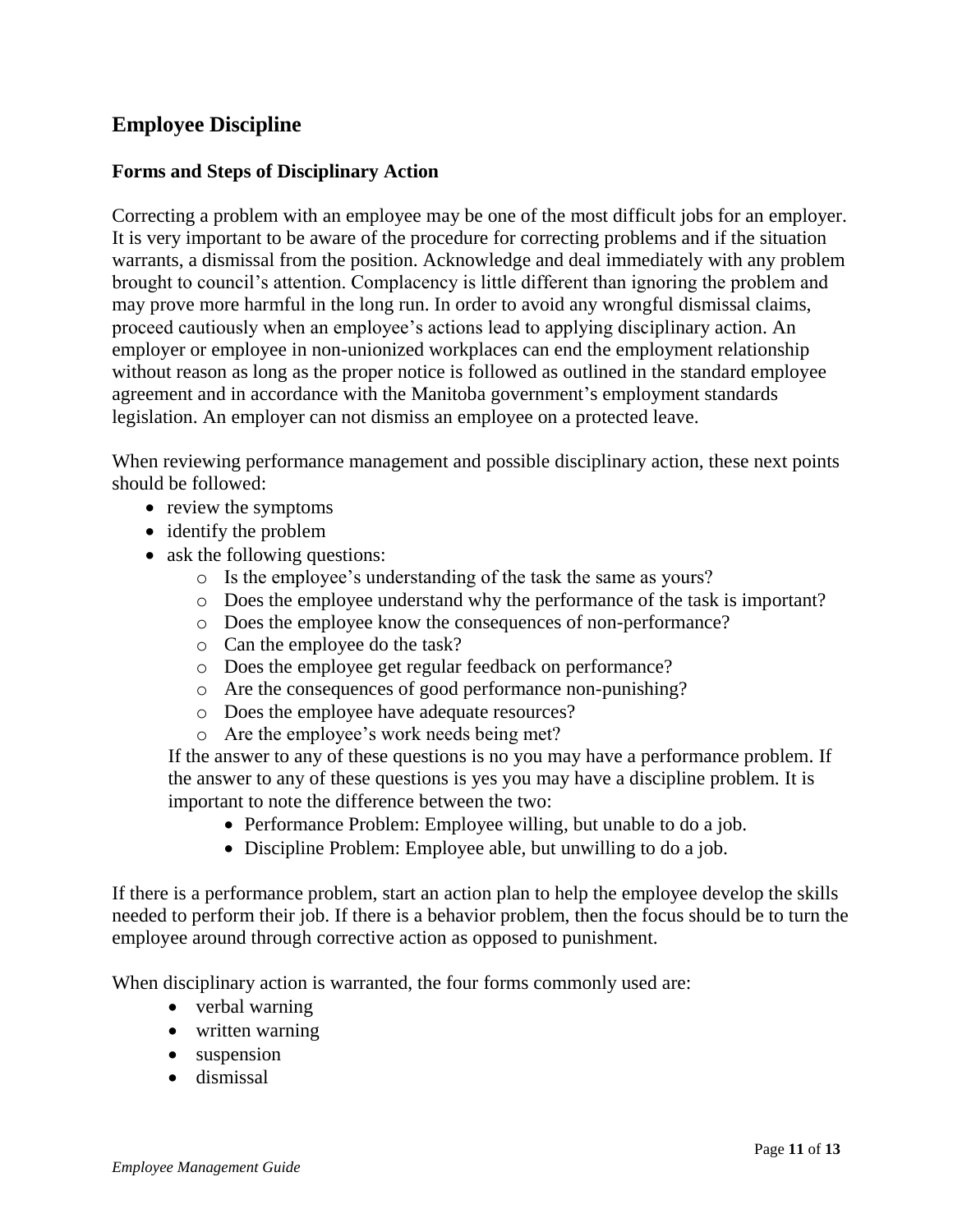## Employee Discipline

### Forms and Steps of Disciplinary Action

Correcting a problem with an employee may be one of the most difficult jobs for an employer. It is very important to be aware of the procedure for correcting problems and if the situation warrants, a dismissal from the position. Acknowledge and deal immediately with any problem brought to council's attention. Complacency is little different than ignoring the problem and may prove more harmful in the long run. In order to avoid any wrongful dismissal claims, proceed cautiously when an employee's actions lead to applying disciplinary action. An employer or employee in non-unionized workplaces can end the employment relationship without reason as long as the proper notice is followed as outlined in the standard employee agreement and in accordance with the Manitoba government's employment standards legislation. An employer can not dismiss an employee on a protected leave.

When reviewing performance management and possible disciplinary action, these next points should be followed:

- review the symptoms
- identify the problem
- ask the following questions:
  - Is the employee's understanding of the task the same as yours?
  - Does the employee understand why the performance of the task is important?
  - Does the employee know the consequences of non-performance?
  - Can the employee do the task?
  - Does the employee get regular feedback on performance?
  - Are the consequences of good performance non-punishing?
  - Does the employee have adequate resources?
  - Are the employee's work needs being met?

  If the answer to any of these questions is no you may have a performance problem. If the answer to any of these questions is yes you may have a discipline problem. It is important to note the difference between the two:
    - Performance Problem: Employee willing, but unable to do a job.
    - Discipline Problem: Employee able, but unwilling to do a job.

If there is a performance problem, start an action plan to help the employee develop the skills needed to perform their job. If there is a behavior problem, then the focus should be to turn the employee around through corrective action as opposed to punishment.

When disciplinary action is warranted, the four forms commonly used are:

- verbal warning
- written warning
- suspension
- dismissal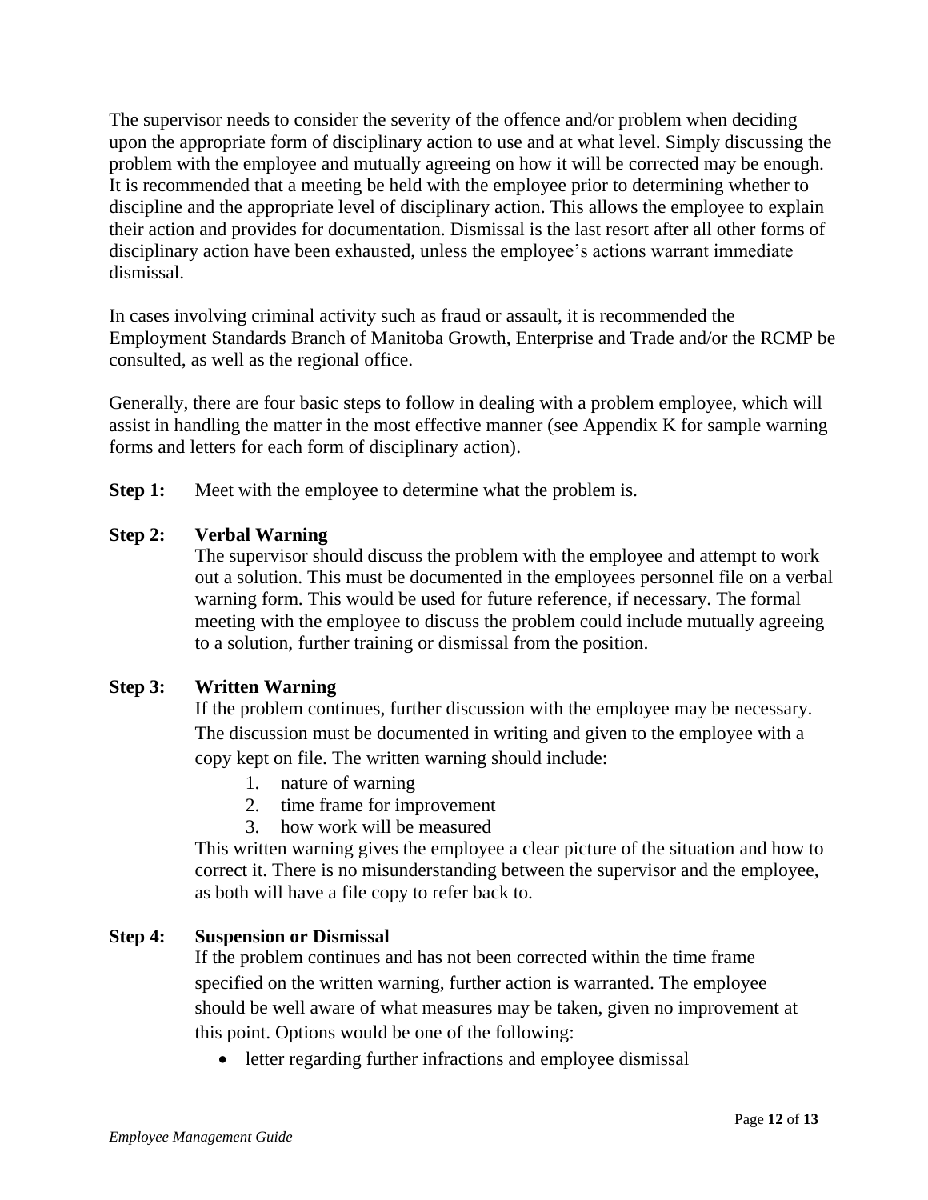The supervisor needs to consider the severity of the offence and/or problem when deciding upon the appropriate form of disciplinary action to use and at what level. Simply discussing the problem with the employee and mutually agreeing on how it will be corrected may be enough. It is recommended that a meeting be held with the employee prior to determining whether to discipline and the appropriate level of disciplinary action. This allows the employee to explain their action and provides for documentation. Dismissal is the last resort after all other forms of disciplinary action have been exhausted, unless the employee's actions warrant immediate dismissal.

In cases involving criminal activity such as fraud or assault, it is recommended the Employment Standards Branch of Manitoba Growth, Enterprise and Trade and/or the RCMP be consulted, as well as the regional office.

Generally, there are four basic steps to follow in dealing with a problem employee, which will assist in handling the matter in the most effective manner (see Appendix K for sample warning forms and letters for each form of disciplinary action).

**Step 1:** Meet with the employee to determine what the problem is.

**Step 2: Verbal Warning**

The supervisor should discuss the problem with the employee and attempt to work out a solution. This must be documented in the employees personnel file on a verbal warning form. This would be used for future reference, if necessary. The formal meeting with the employee to discuss the problem could include mutually agreeing to a solution, further training or dismissal from the position.

**Step 3: Written Warning**

If the problem continues, further discussion with the employee may be necessary. The discussion must be documented in writing and given to the employee with a copy kept on file. The written warning should include:

1. nature of warning
2. time frame for improvement
3. how work will be measured

This written warning gives the employee a clear picture of the situation and how to correct it. There is no misunderstanding between the supervisor and the employee, as both will have a file copy to refer back to.

**Step 4: Suspension or Dismissal**

If the problem continues and has not been corrected within the time frame specified on the written warning, further action is warranted. The employee should be well aware of what measures may be taken, given no improvement at this point. Options would be one of the following:

- letter regarding further infractions and employee dismissal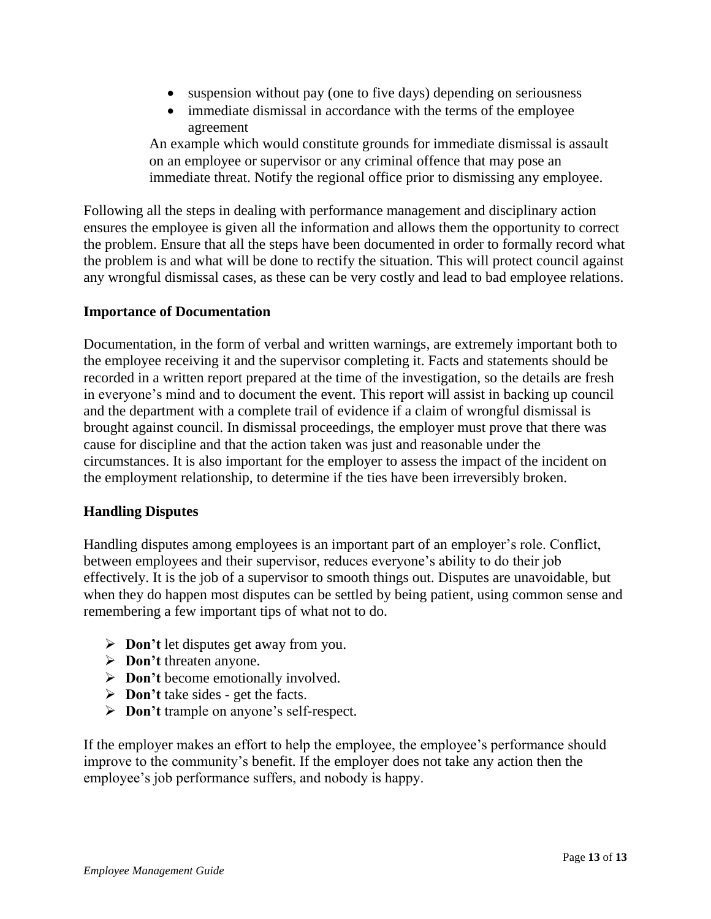- suspension without pay (one to five days) depending on seriousness
- immediate dismissal in accordance with the terms of the employee agreement

An example which would constitute grounds for immediate dismissal is assault on an employee or supervisor or any criminal offence that may pose an immediate threat. Notify the regional office prior to dismissing any employee.

Following all the steps in dealing with performance management and disciplinary action ensures the employee is given all the information and allows them the opportunity to correct the problem. Ensure that all the steps have been documented in order to formally record what the problem is and what will be done to rectify the situation. This will protect council against any wrongful dismissal cases, as these can be very costly and lead to bad employee relations.

**Importance of Documentation**

Documentation, in the form of verbal and written warnings, are extremely important both to the employee receiving it and the supervisor completing it. Facts and statements should be recorded in a written report prepared at the time of the investigation, so the details are fresh in everyone's mind and to document the event. This report will assist in backing up council and the department with a complete trail of evidence if a claim of wrongful dismissal is brought against council. In dismissal proceedings, the employer must prove that there was cause for discipline and that the action taken was just and reasonable under the circumstances. It is also important for the employer to assess the impact of the incident on the employment relationship, to determine if the ties have been irreversibly broken.

**Handling Disputes**

Handling disputes among employees is an important part of an employer's role. Conflict, between employees and their supervisor, reduces everyone's ability to do their job effectively. It is the job of a supervisor to smooth things out. Disputes are unavoidable, but when they do happen most disputes can be settled by being patient, using common sense and remembering a few important tips of what not to do.

- **Don't** let disputes get away from you.
- **Don't** threaten anyone.
- **Don't** become emotionally involved.
- **Don't** take sides - get the facts.
- **Don't** trample on anyone's self-respect.

If the employer makes an effort to help the employee, the employee's performance should improve to the community's benefit. If the employer does not take any action then the employee's job performance suffers, and nobody is happy.